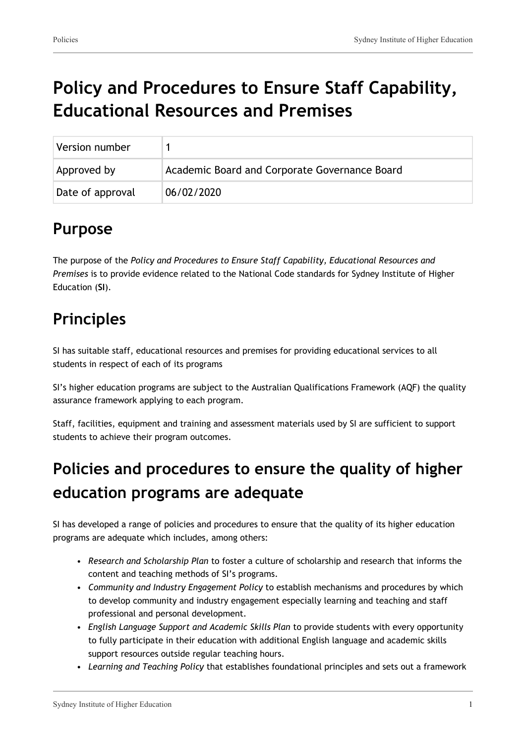# Policy and Procedures to Ensure Staff Capability, Educational Resources and Premises

| Version number | 1 |
| --- | --- |
| Approved by | Academic Board and Corporate Governance Board |
| Date of approval | 06/02/2020 |

## Purpose

The purpose of the *Policy and Procedures to Ensure Staff Capability, Educational Resources and Premises* is to provide evidence related to the National Code standards for Sydney Institute of Higher Education (**SI**).

## Principles

SI has suitable staff, educational resources and premises for providing educational services to all students in respect of each of its programs

SI's higher education programs are subject to the Australian Qualifications Framework (AQF) the quality assurance framework applying to each program.

Staff, facilities, equipment and training and assessment materials used by SI are sufficient to support students to achieve their program outcomes.

## Policies and procedures to ensure the quality of higher education programs are adequate

SI has developed a range of policies and procedures to ensure that the quality of its higher education programs are adequate which includes, among others:

- *Research and Scholarship Plan* to foster a culture of scholarship and research that informs the content and teaching methods of SI's programs.
- *Community and Industry Engagement Policy* to establish mechanisms and procedures by which to develop community and industry engagement especially learning and teaching and staff professional and personal development.
- *English Language Support and Academic Skills Plan* to provide students with every opportunity to fully participate in their education with additional English language and academic skills support resources outside regular teaching hours.
- *Learning and Teaching Policy* that establishes foundational principles and sets out a framework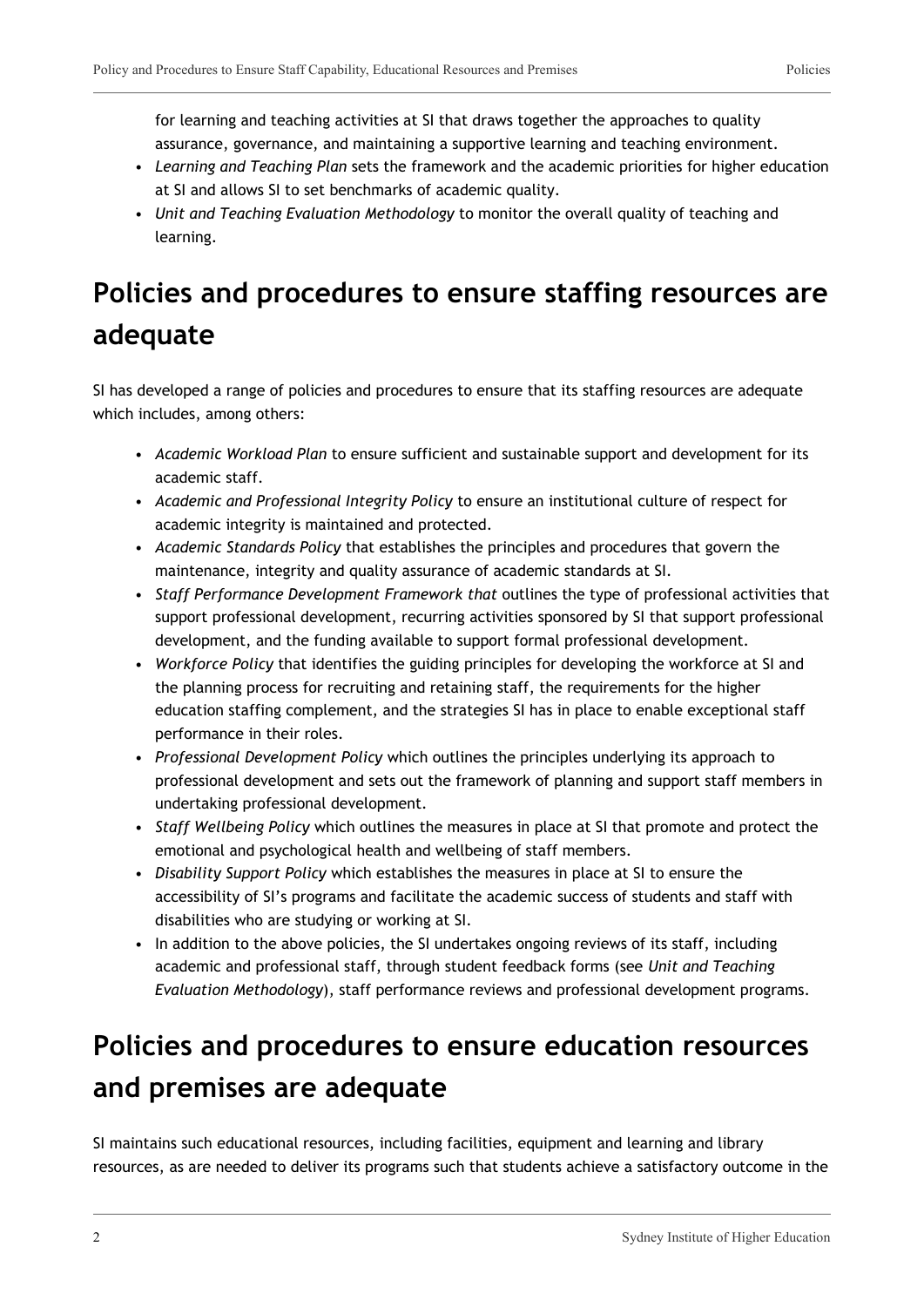for learning and teaching activities at SI that draws together the approaches to quality assurance, governance, and maintaining a supportive learning and teaching environment.

- *Learning and Teaching Plan* sets the framework and the academic priorities for higher education at SI and allows SI to set benchmarks of academic quality.
- *Unit and Teaching Evaluation Methodology* to monitor the overall quality of teaching and learning.

## Policies and procedures to ensure staffing resources are adequate

SI has developed a range of policies and procedures to ensure that its staffing resources are adequate which includes, among others:

- *Academic Workload Plan* to ensure sufficient and sustainable support and development for its academic staff.
- *Academic and Professional Integrity Policy* to ensure an institutional culture of respect for academic integrity is maintained and protected.
- *Academic Standards Policy* that establishes the principles and procedures that govern the maintenance, integrity and quality assurance of academic standards at SI.
- *Staff Performance Development Framework that* outlines the type of professional activities that support professional development, recurring activities sponsored by SI that support professional development, and the funding available to support formal professional development.
- *Workforce Policy* that identifies the guiding principles for developing the workforce at SI and the planning process for recruiting and retaining staff, the requirements for the higher education staffing complement, and the strategies SI has in place to enable exceptional staff performance in their roles.
- *Professional Development Policy* which outlines the principles underlying its approach to professional development and sets out the framework of planning and support staff members in undertaking professional development.
- *Staff Wellbeing Policy* which outlines the measures in place at SI that promote and protect the emotional and psychological health and wellbeing of staff members.
- *Disability Support Policy* which establishes the measures in place at SI to ensure the accessibility of SI's programs and facilitate the academic success of students and staff with disabilities who are studying or working at SI.
- In addition to the above policies, the SI undertakes ongoing reviews of its staff, including academic and professional staff, through student feedback forms (see *Unit and Teaching Evaluation Methodology*), staff performance reviews and professional development programs.

## Policies and procedures to ensure education resources and premises are adequate

SI maintains such educational resources, including facilities, equipment and learning and library resources, as are needed to deliver its programs such that students achieve a satisfactory outcome in the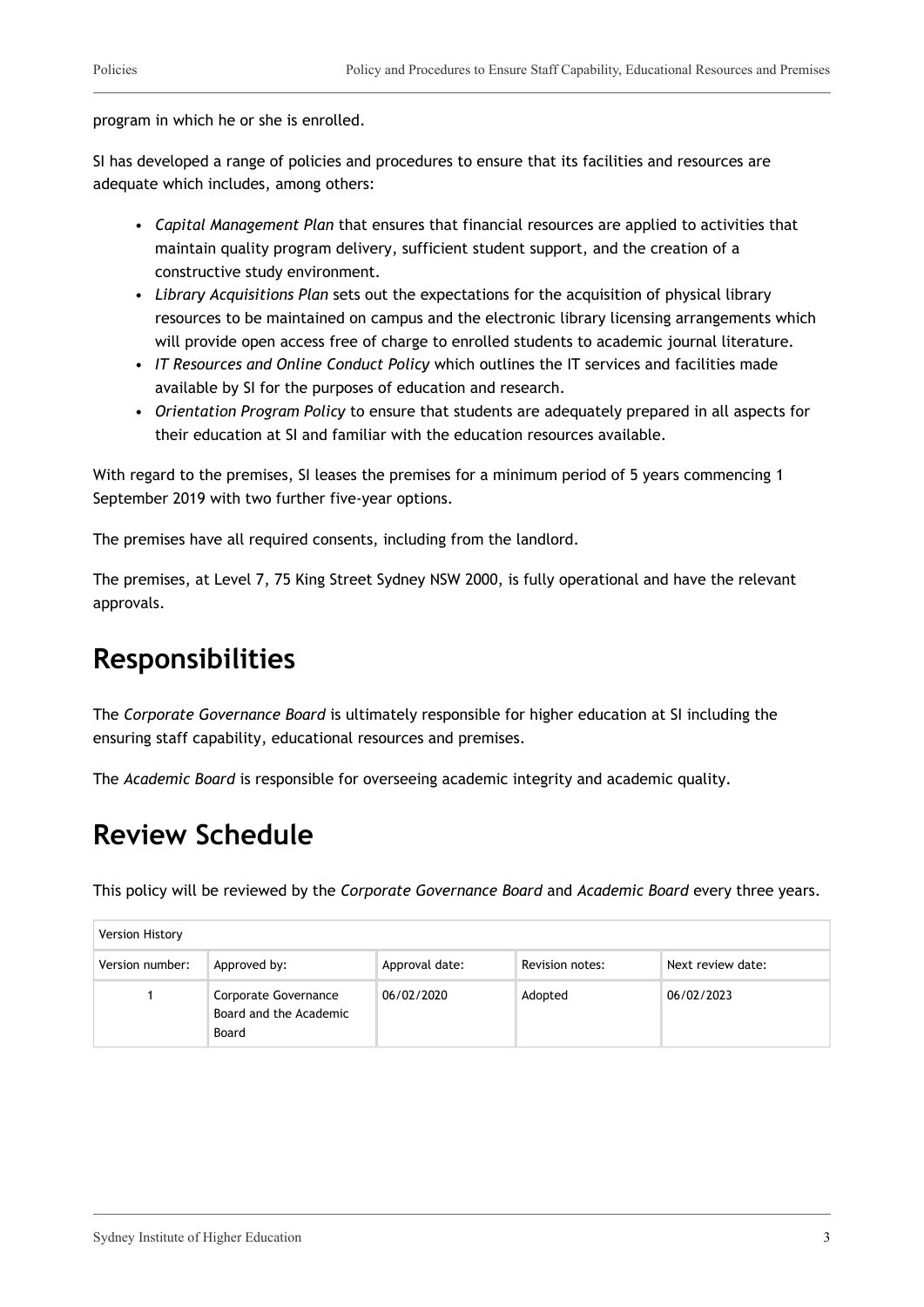program in which he or she is enrolled.

SI has developed a range of policies and procedures to ensure that its facilities and resources are adequate which includes, among others:

- *Capital Management Plan* that ensures that financial resources are applied to activities that maintain quality program delivery, sufficient student support, and the creation of a constructive study environment.
- *Library Acquisitions Plan* sets out the expectations for the acquisition of physical library resources to be maintained on campus and the electronic library licensing arrangements which will provide open access free of charge to enrolled students to academic journal literature.
- *IT Resources and Online Conduct Policy* which outlines the IT services and facilities made available by SI for the purposes of education and research.
- *Orientation Program Policy* to ensure that students are adequately prepared in all aspects for their education at SI and familiar with the education resources available.

With regard to the premises, SI leases the premises for a minimum period of 5 years commencing 1 September 2019 with two further five-year options.

The premises have all required consents, including from the landlord.

The premises, at Level 7, 75 King Street Sydney NSW 2000, is fully operational and have the relevant approvals.

# Responsibilities

The *Corporate Governance Board* is ultimately responsible for higher education at SI including the ensuring staff capability, educational resources and premises.

The *Academic Board* is responsible for overseeing academic integrity and academic quality.

# Review Schedule

This policy will be reviewed by the *Corporate Governance Board* and *Academic Board* every three years.

| Version History | | | | |
|---|---|---|---|---|
| Version number: | Approved by: | Approval date: | Revision notes: | Next review date: |
| 1 | Corporate Governance Board and the Academic Board | 06/02/2020 | Adopted | 06/02/2023 |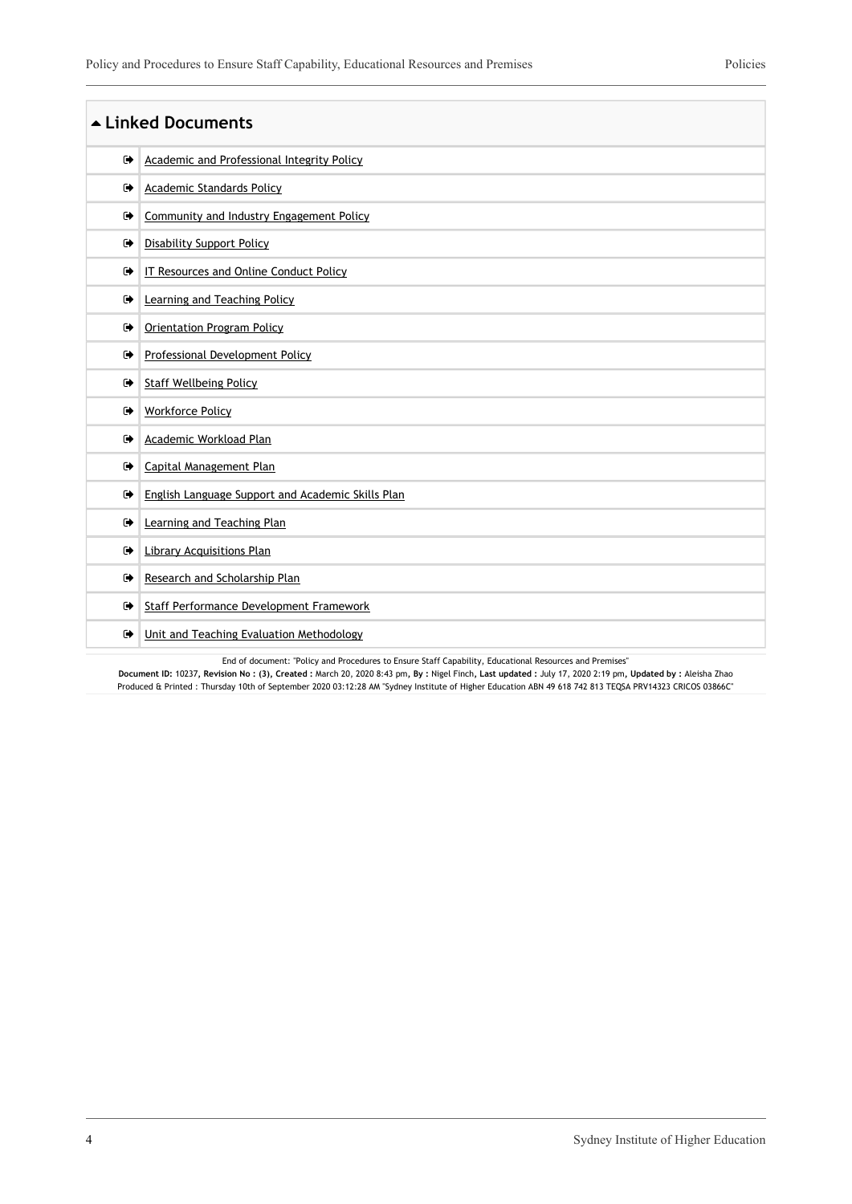## ▲ Linked Documents

| | |
|---|---|
| ➡ | Academic and Professional Integrity Policy |
| ➡ | Academic Standards Policy |
| ➡ | Community and Industry Engagement Policy |
| ➡ | Disability Support Policy |
| ➡ | IT Resources and Online Conduct Policy |
| ➡ | Learning and Teaching Policy |
| ➡ | Orientation Program Policy |
| ➡ | Professional Development Policy |
| ➡ | Staff Wellbeing Policy |
| ➡ | Workforce Policy |
| ➡ | Academic Workload Plan |
| ➡ | Capital Management Plan |
| ➡ | English Language Support and Academic Skills Plan |
| ➡ | Learning and Teaching Plan |
| ➡ | Library Acquisitions Plan |
| ➡ | Research and Scholarship Plan |
| ➡ | Staff Performance Development Framework |
| ➡ | Unit and Teaching Evaluation Methodology |

End of document: "Policy and Procedures to Ensure Staff Capability, Educational Resources and Premises"

**Document ID:** 10237, **Revision No : (3), Created :** March 20, 2020 8:43 pm, **By :** Nigel Finch, **Last updated :** July 17, 2020 2:19 pm, **Updated by :** Aleisha Zhao
Produced & Printed : Thursday 10th of September 2020 03:12:28 AM "Sydney Institute of Higher Education ABN 49 618 742 813 TEQSA PRV14323 CRICOS 03866C"